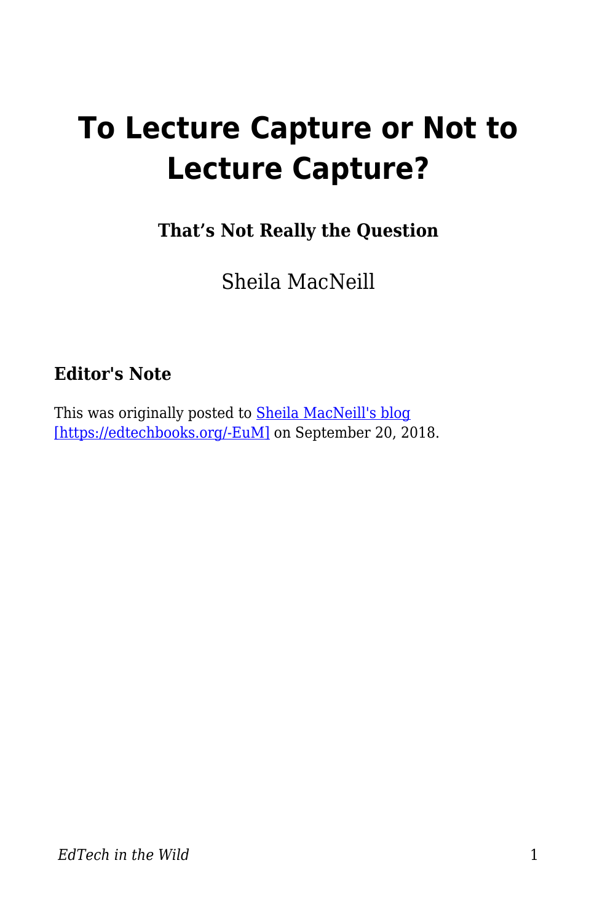# To Lecture Capture or Not to Lecture Capture?

**That’s Not Really the Question**

Sheila MacNeill

### Editor's Note

This was originally posted to Sheila MacNeill's blog [https://edtechbooks.org/-EuM] on September 20, 2018.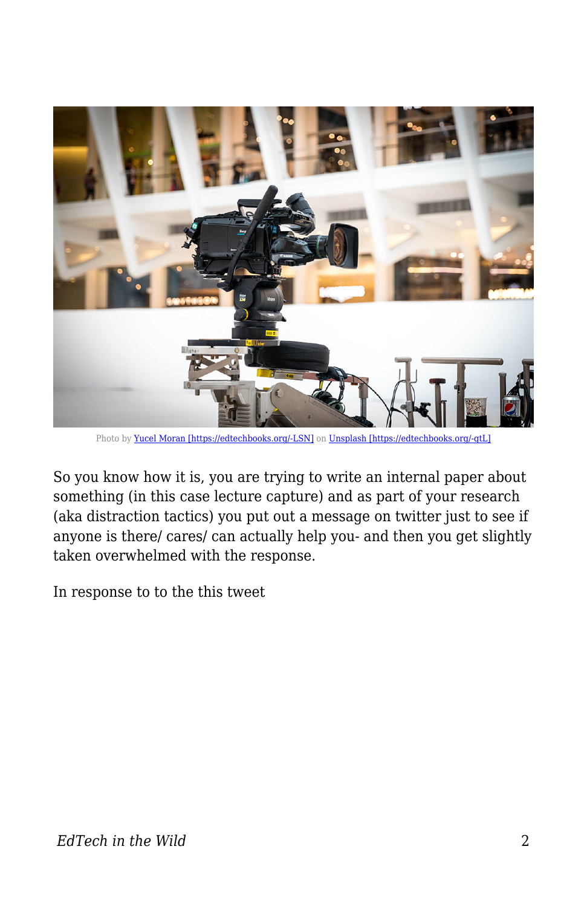Photo by [Yucel Moran [https://edtechbooks.org/-LSN]](https://edtechbooks.org/-LSN) on [Unsplash [https://edtechbooks.org/-qtL]](https://edtechbooks.org/-qtL)

So you know how it is, you are trying to write an internal paper about something (in this case lecture capture) and as part of your research (aka distraction tactics) you put out a message on twitter just to see if anyone is there/ cares/ can actually help you- and then you get slightly taken overwhelmed with the response.

In response to to the this tweet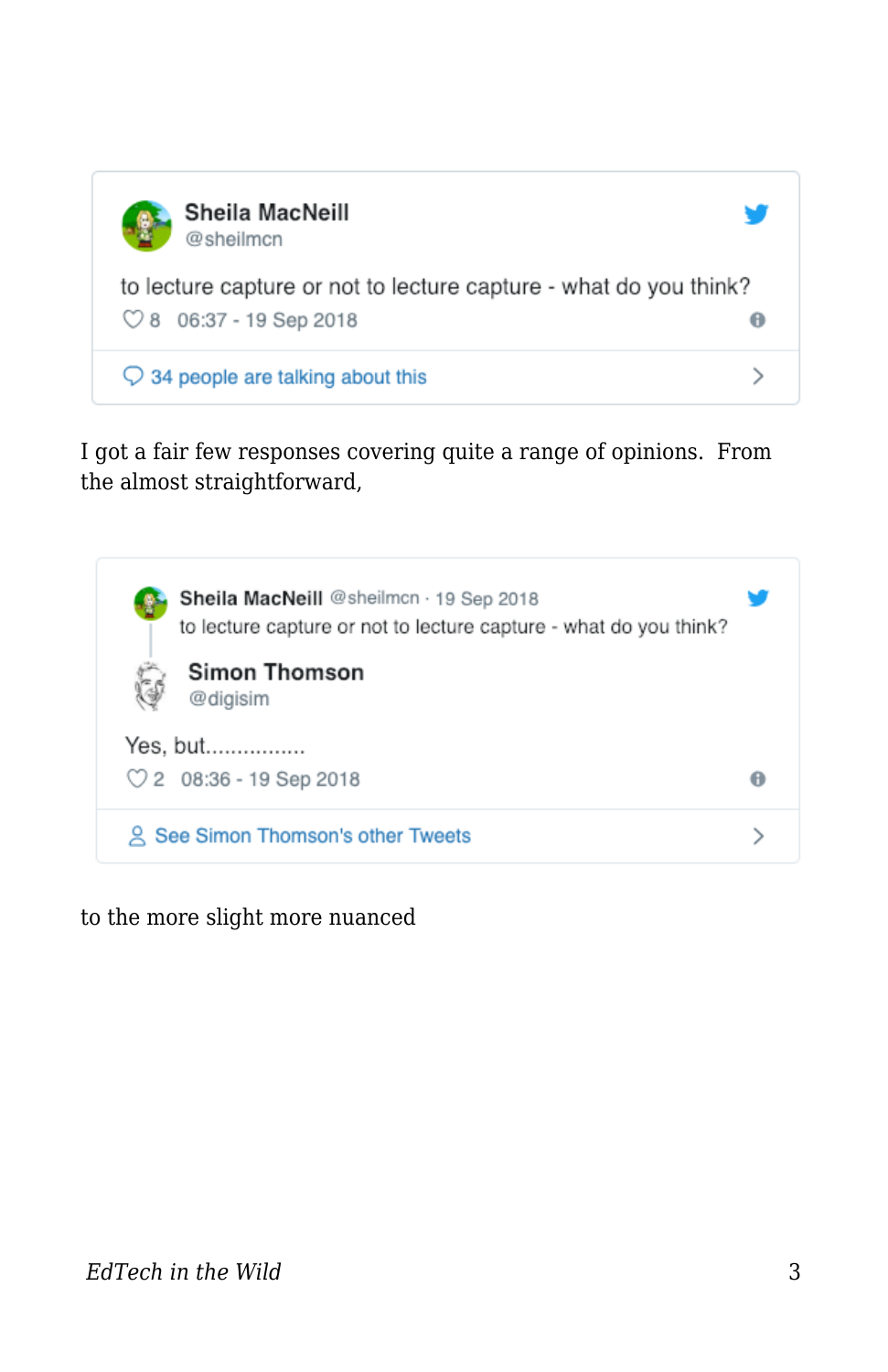> **Sheila MacNeill** @sheilmcn
>
> to lecture capture or not to lecture capture - what do you think?
>
> ♡ 8 06:37 - 19 Sep 2018
>
> 34 people are talking about this

I got a fair few responses covering quite a range of opinions. From the almost straightforward,

> **Sheila MacNeill** @sheilmcn · 19 Sep 2018
>
> to lecture capture or not to lecture capture - what do you think?
>
> **Simon Thomson** @digisim
>
> Yes, but................
>
> ♡ 2 08:36 - 19 Sep 2018
>
> See Simon Thomson's other Tweets

to the more slight more nuanced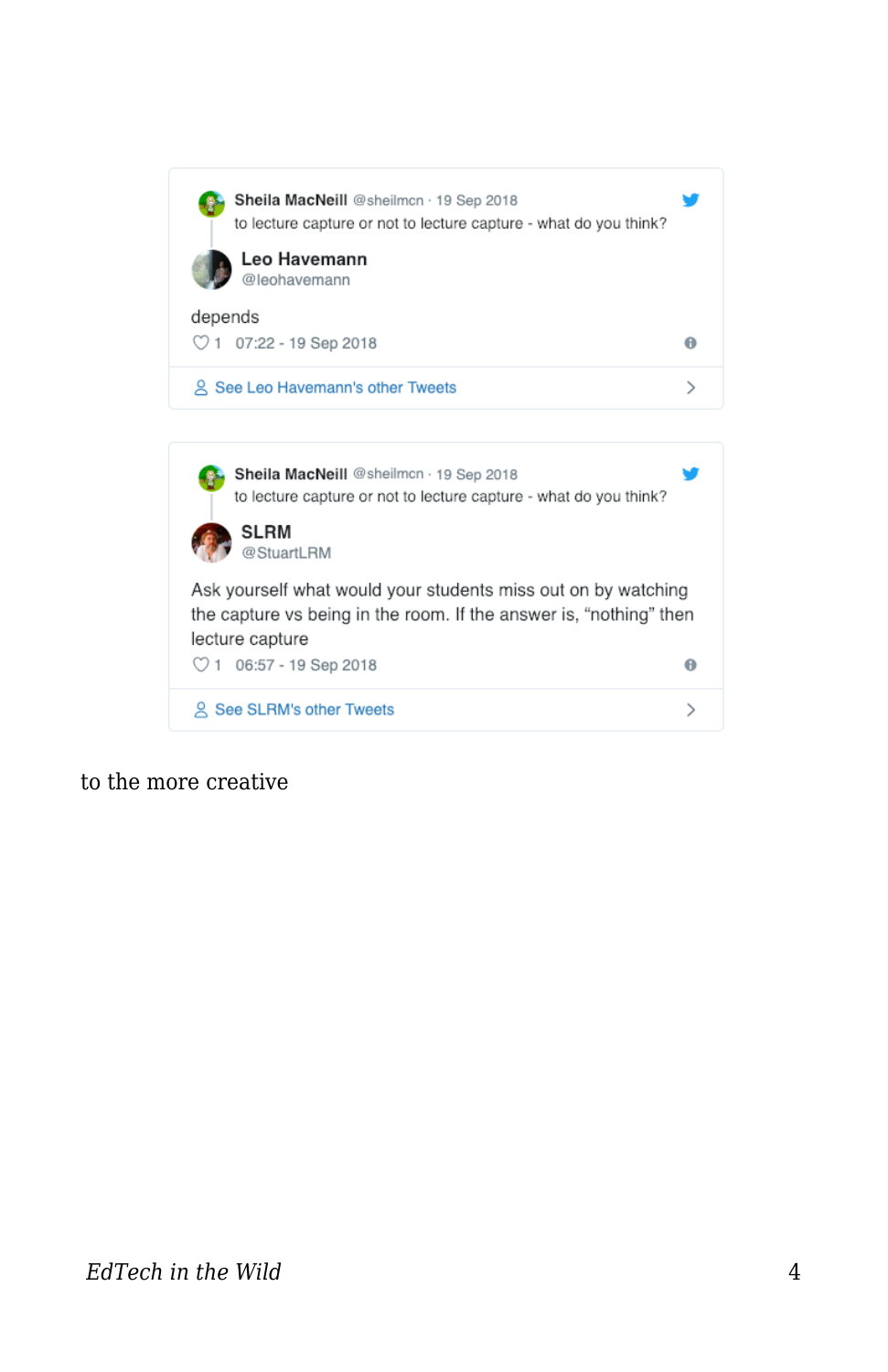> **Sheila MacNeill** @sheilmcn · 19 Sep 2018
> to lecture capture or not to lecture capture - what do you think?
>
> **Leo Havemann**
> @leohavemann
>
> depends
>
> 1 07:22 - 19 Sep 2018
>
> See Leo Havemann's other Tweets

> **Sheila MacNeill** @sheilmcn · 19 Sep 2018
> to lecture capture or not to lecture capture - what do you think?
>
> **SLRM**
> @StuartLRM
>
> Ask yourself what would your students miss out on by watching the capture vs being in the room. If the answer is, "nothing" then lecture capture
>
> 1 06:57 - 19 Sep 2018
>
> See SLRM's other Tweets

to the more creative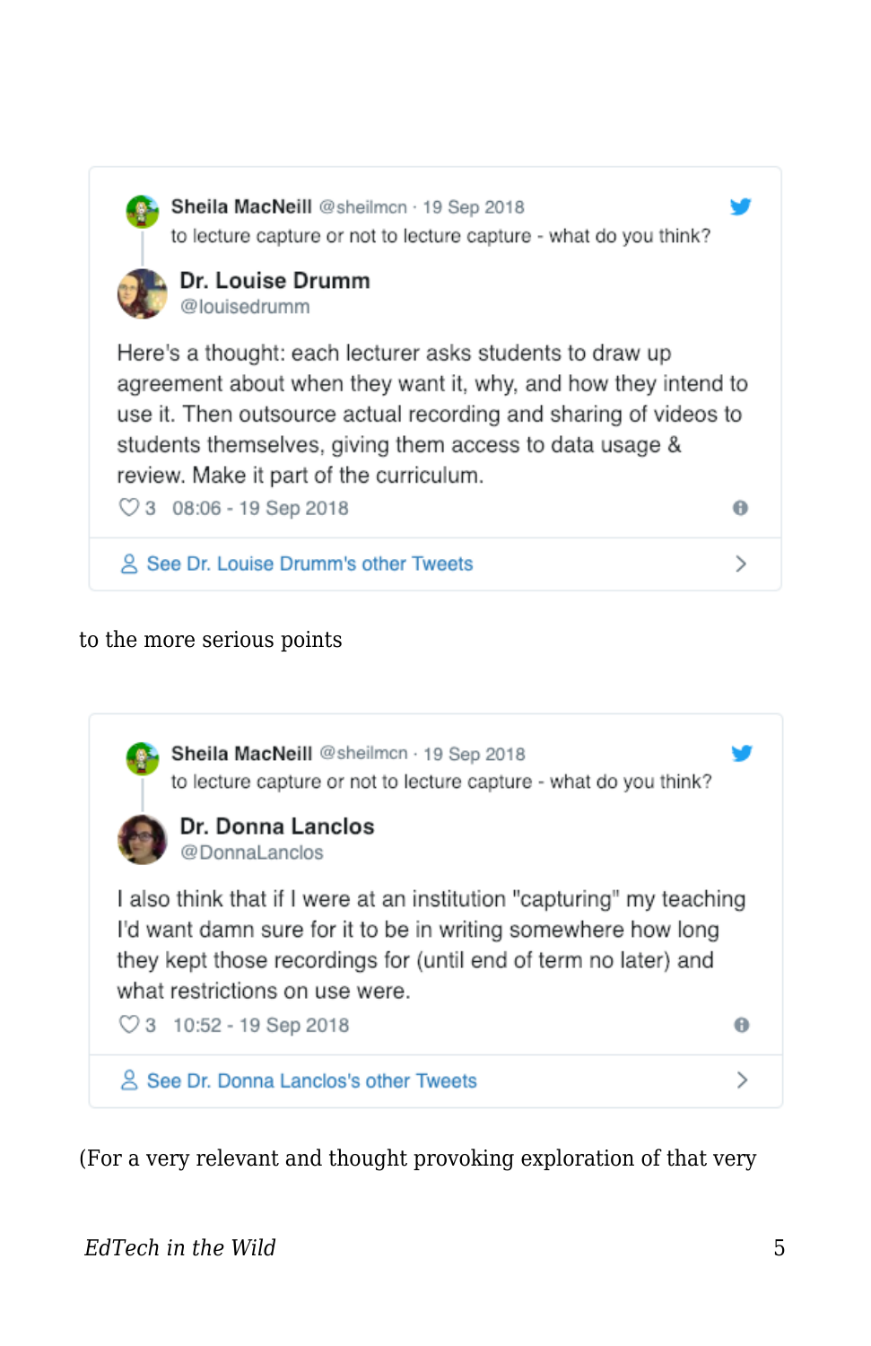> **Sheila MacNeill** @sheilmcn · 19 Sep 2018
> to lecture capture or not to lecture capture - what do you think?
>
> **Dr. Louise Drumm**
> @louisedrumm
>
> Here's a thought: each lecturer asks students to draw up agreement about when they want it, why, and how they intend to use it. Then outsource actual recording and sharing of videos to students themselves, giving them access to data usage & review. Make it part of the curriculum.
>
> ♡ 3 08:06 - 19 Sep 2018
>
> See Dr. Louise Drumm's other Tweets

to the more serious points

> **Sheila MacNeill** @sheilmcn · 19 Sep 2018
> to lecture capture or not to lecture capture - what do you think?
>
> **Dr. Donna Lanclos**
> @DonnaLanclos
>
> I also think that if I were at an institution "capturing" my teaching I'd want damn sure for it to be in writing somewhere how long they kept those recordings for (until end of term no later) and what restrictions on use were.
>
> ♡ 3 10:52 - 19 Sep 2018
>
> See Dr. Donna Lanclos's other Tweets

(For a very relevant and thought provoking exploration of that very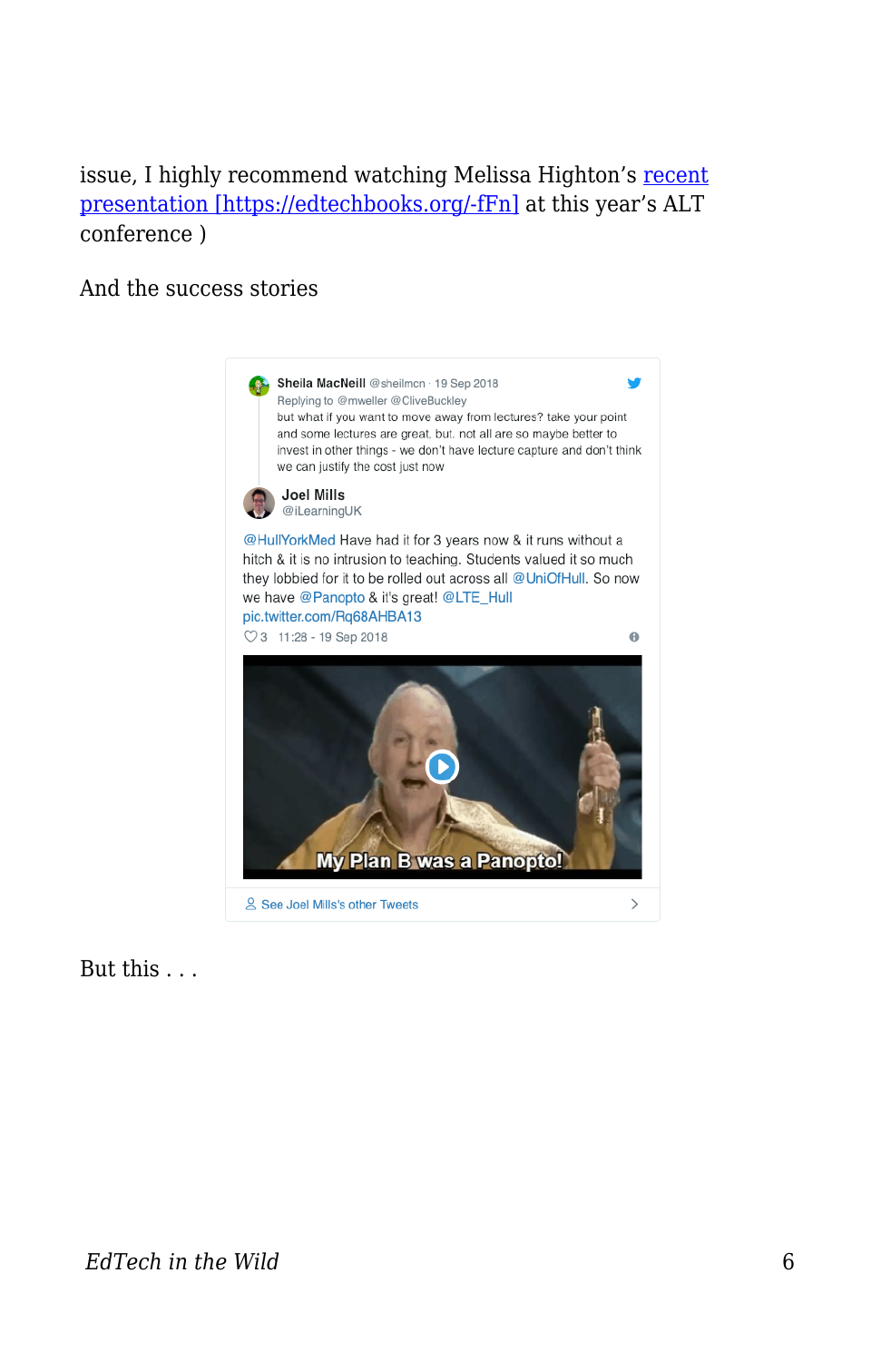issue, I highly recommend watching Melissa Highton's [recent presentation [https://edtechbooks.org/-fFn]](https://edtechbooks.org/-fFn) at this year's ALT conference )

And the success stories

> Sheila MacNeill @sheilmcn · 19 Sep 2018
> Replying to @mweller @CliveBuckley
> but what if you want to move away from lectures? take your point and some lectures are great, but. not all are so maybe better to invest in other things - we don't have lecture capture and don't think we can justify the cost just now
>
> Joel Mills
> @iLearningUK
>
> @HullYorkMed Have had it for 3 years now & it runs without a hitch & it is no intrusion to teaching. Students valued it so much they lobbied for it to be rolled out across all @UniOfHull. So now we have @Panopto & it's great! @LTE_Hull pic.twitter.com/Rq68AHBA13
>
> ♡3 11:28 - 19 Sep 2018
>
> My Plan B was a Panopto!
>
> See Joel Mills's other Tweets

But this . . .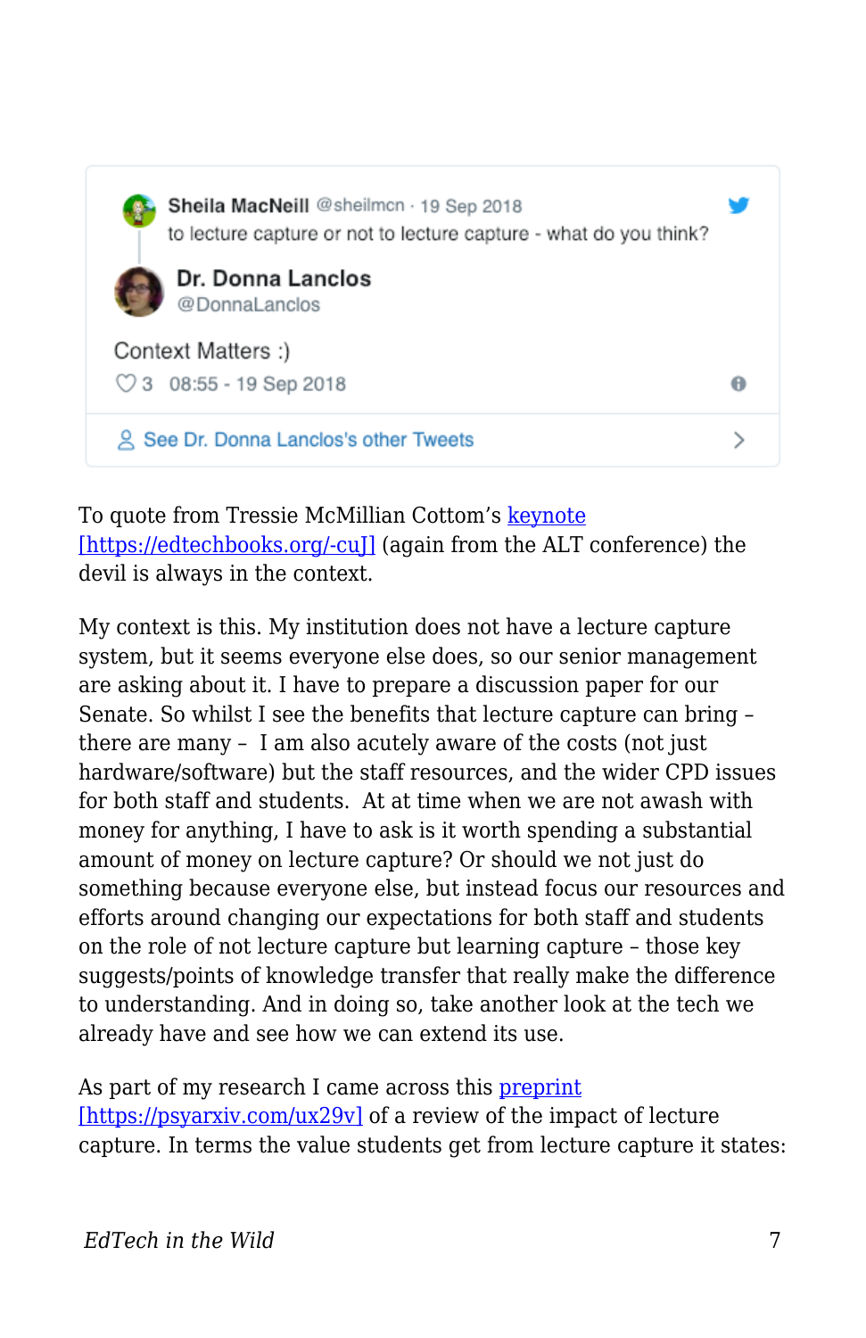Sheila MacNeill @sheilmcn · 19 Sep 2018

to lecture capture or not to lecture capture - what do you think?

Dr. Donna Lanclos
@DonnaLanclos

Context Matters :)

3 08:55 - 19 Sep 2018

See Dr. Donna Lanclos's other Tweets

To quote from Tressie McMillian Cottom's keynote [https://edtechbooks.org/-cuJ] (again from the ALT conference) the devil is always in the context.

My context is this. My institution does not have a lecture capture system, but it seems everyone else does, so our senior management are asking about it. I have to prepare a discussion paper for our Senate. So whilst I see the benefits that lecture capture can bring – there are many – I am also acutely aware of the costs (not just hardware/software) but the staff resources, and the wider CPD issues for both staff and students. At at time when we are not awash with money for anything, I have to ask is it worth spending a substantial amount of money on lecture capture? Or should we not just do something because everyone else, but instead focus our resources and efforts around changing our expectations for both staff and students on the role of not lecture capture but learning capture – those key suggests/points of knowledge transfer that really make the difference to understanding. And in doing so, take another look at the tech we already have and see how we can extend its use.

As part of my research I came across this preprint [https://psyarxiv.com/ux29v] of a review of the impact of lecture capture. In terms the value students get from lecture capture it states: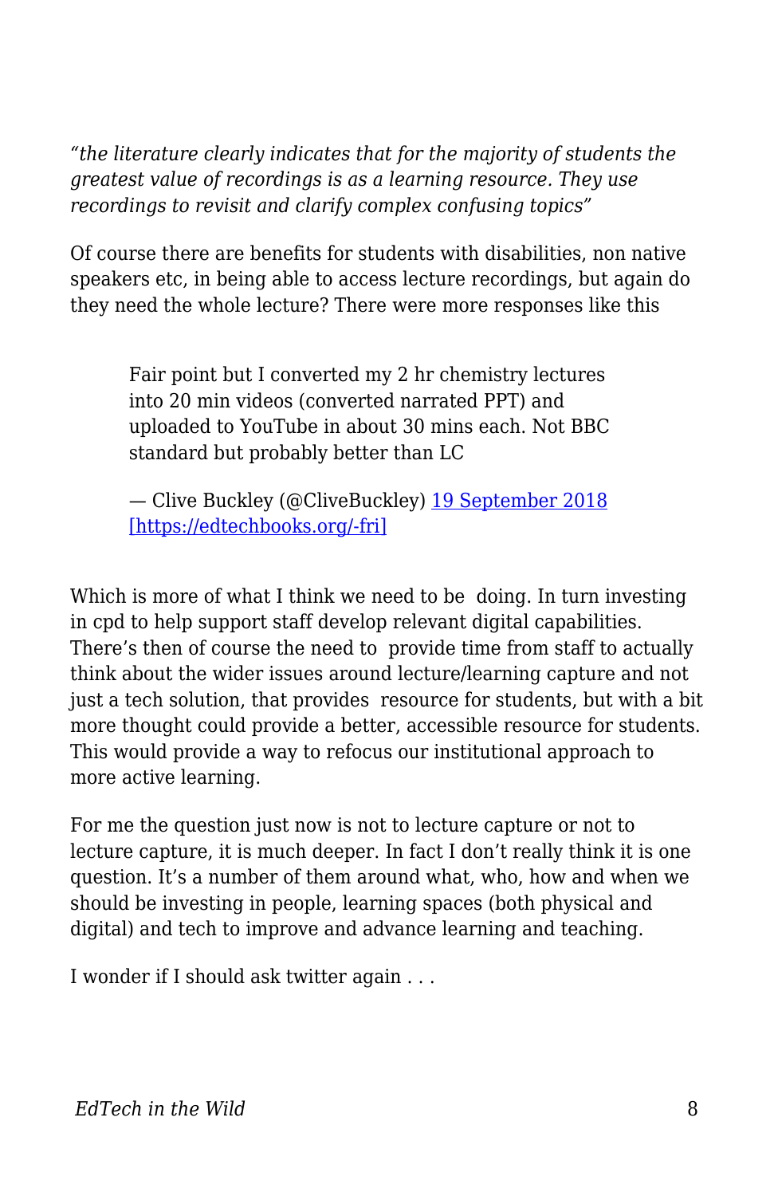*“the literature clearly indicates that for the majority of students the greatest value of recordings is as a learning resource. They use recordings to revisit and clarify complex confusing topics”*

Of course there are benefits for students with disabilities, non native speakers etc, in being able to access lecture recordings, but again do they need the whole lecture? There were more responses like this

> Fair point but I converted my 2 hr chemistry lectures into 20 min videos (converted narrated PPT) and uploaded to YouTube in about 30 mins each. Not BBC standard but probably better than LC
>
> — Clive Buckley (@CliveBuckley) [19 September 2018 [https://edtechbooks.org/-fri]](https://edtechbooks.org/-fri)

Which is more of what I think we need to be doing. In turn investing in cpd to help support staff develop relevant digital capabilities. There’s then of course the need to provide time from staff to actually think about the wider issues around lecture/learning capture and not just a tech solution, that provides resource for students, but with a bit more thought could provide a better, accessible resource for students. This would provide a way to refocus our institutional approach to more active learning.

For me the question just now is not to lecture capture or not to lecture capture, it is much deeper. In fact I don’t really think it is one question. It’s a number of them around what, who, how and when we should be investing in people, learning spaces (both physical and digital) and tech to improve and advance learning and teaching.

I wonder if I should ask twitter again . . .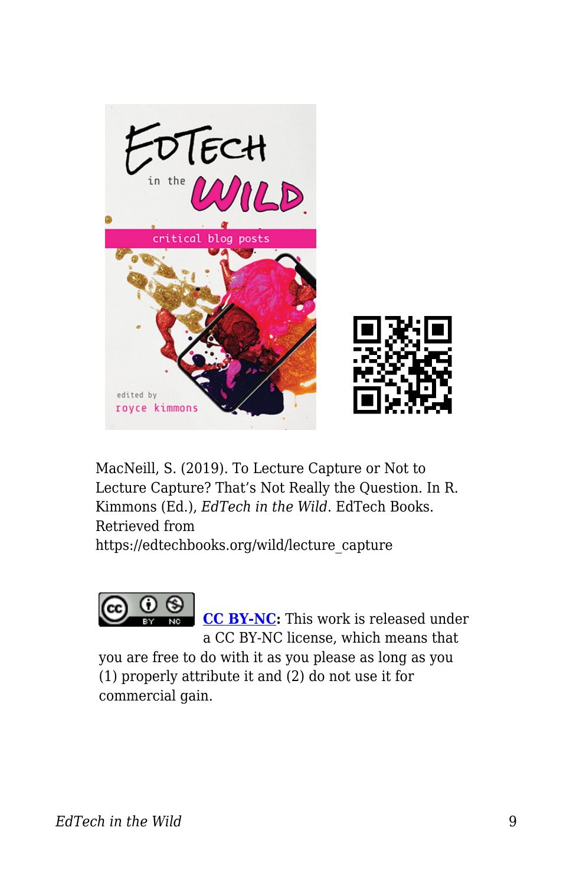MacNeill, S. (2019). To Lecture Capture or Not to Lecture Capture? That's Not Really the Question. In R. Kimmons (Ed.), *EdTech in the Wild*. EdTech Books. Retrieved from https://edtechbooks.org/wild/lecture_capture

**CC BY-NC:** This work is released under a CC BY-NC license, which means that you are free to do with it as you please as long as you (1) properly attribute it and (2) do not use it for commercial gain.